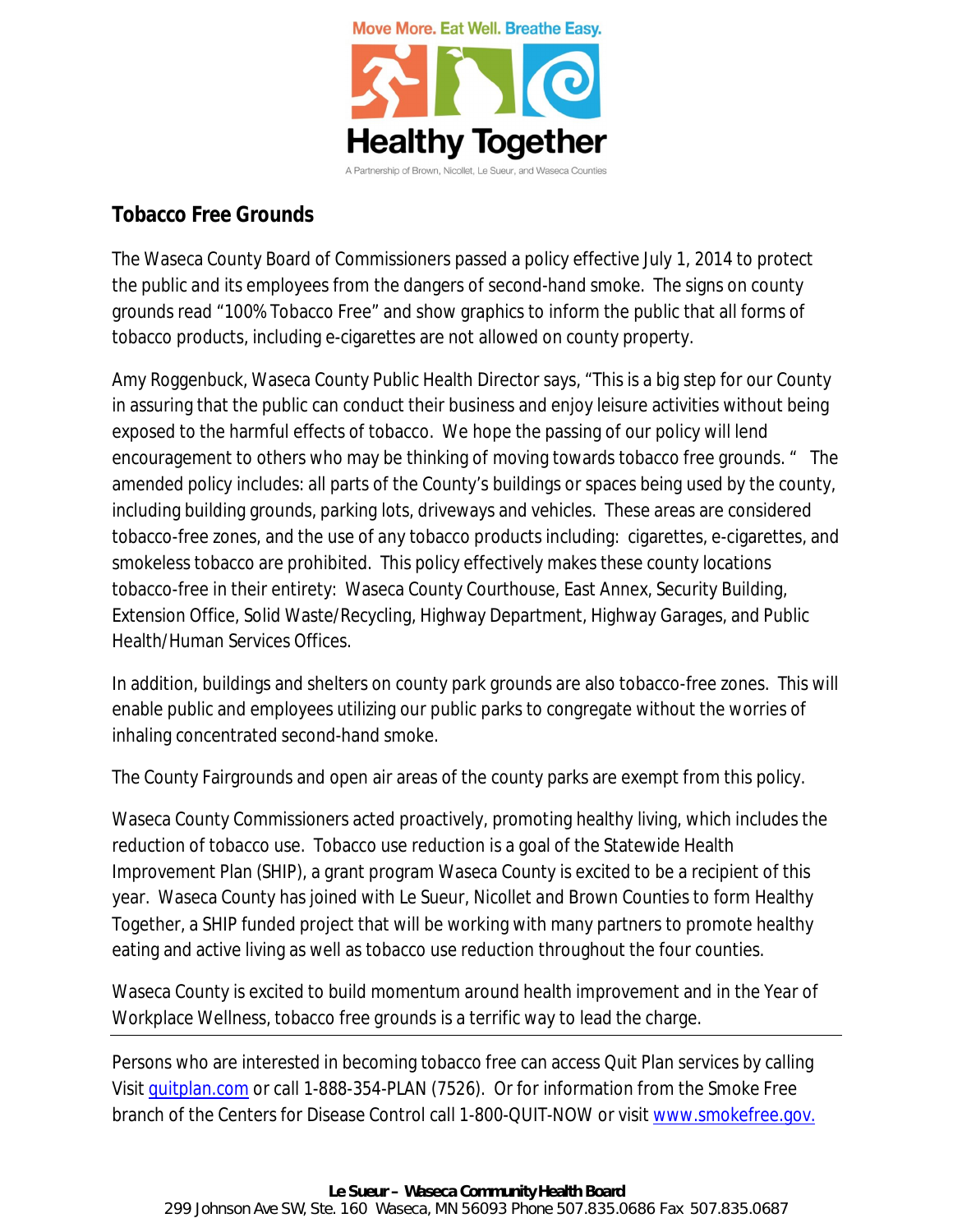Move More. Eat Well. Breathe Easy.

Healthy Together

A Partnership of Brown, Nicollet, Le Sueur, and Waseca Counties

## Tobacco Free Grounds

The Waseca County Board of Commissioners passed a policy effective July 1, 2014 to protect the public and its employees from the dangers of second-hand smoke. The signs on county grounds read "100% Tobacco Free" and show graphics to inform the public that all forms of tobacco products, including e-cigarettes are not allowed on county property.

Amy Roggenbuck, Waseca County Public Health Director says, "This is a big step for our County in assuring that the public can conduct their business and enjoy leisure activities without being exposed to the harmful effects of tobacco. We hope the passing of our policy will lend encouragement to others who may be thinking of moving towards tobacco free grounds. " The amended policy includes: all parts of the County's buildings or spaces being used by the county, including building grounds, parking lots, driveways and vehicles. These areas are considered tobacco-free zones, and the use of any tobacco products including: cigarettes, e-cigarettes, and smokeless tobacco are prohibited. This policy effectively makes these county locations tobacco-free in their entirety: Waseca County Courthouse, East Annex, Security Building, Extension Office, Solid Waste/Recycling, Highway Department, Highway Garages, and Public Health/Human Services Offices.

In addition, buildings and shelters on county park grounds are also tobacco-free zones. This will enable public and employees utilizing our public parks to congregate without the worries of inhaling concentrated second-hand smoke.

The County Fairgrounds and open air areas of the county parks are exempt from this policy.

Waseca County Commissioners acted proactively, promoting healthy living, which includes the reduction of tobacco use. Tobacco use reduction is a goal of the Statewide Health Improvement Plan (SHIP), a grant program Waseca County is excited to be a recipient of this year. Waseca County has joined with Le Sueur, Nicollet and Brown Counties to form Healthy Together, a SHIP funded project that will be working with many partners to promote healthy eating and active living as well as tobacco use reduction throughout the four counties.

Waseca County is excited to build momentum around health improvement and in the Year of Workplace Wellness, tobacco free grounds is a terrific way to lead the charge.

---

Persons who are interested in becoming tobacco free can access Quit Plan services by calling Visit quitplan.com or call 1-888-354-PLAN (7526). Or for information from the Smoke Free branch of the Centers for Disease Control call 1-800-QUIT-NOW or visit www.smokefree.gov.

**Le Sueur – Waseca Community Health Board**
299 Johnson Ave SW, Ste. 160 Waseca, MN 56093 Phone 507.835.0686 Fax 507.835.0687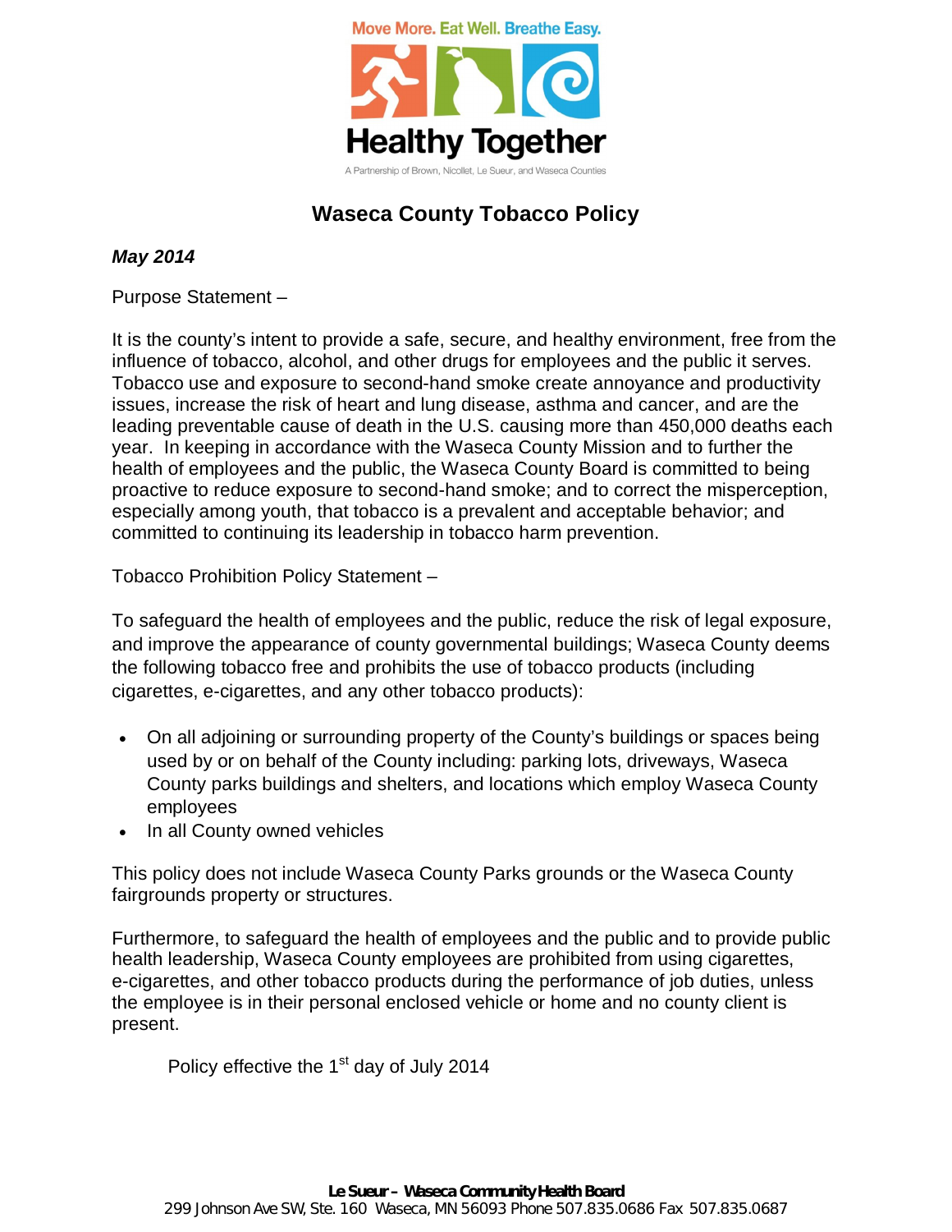Move More. Eat Well. Breathe Easy.

**Healthy Together**

A Partnership of Brown, Nicollet, Le Sueur, and Waseca Counties

# Waseca County Tobacco Policy

***May 2014***

Purpose Statement –

It is the county's intent to provide a safe, secure, and healthy environment, free from the influence of tobacco, alcohol, and other drugs for employees and the public it serves. Tobacco use and exposure to second-hand smoke create annoyance and productivity issues, increase the risk of heart and lung disease, asthma and cancer, and are the leading preventable cause of death in the U.S. causing more than 450,000 deaths each year. In keeping in accordance with the Waseca County Mission and to further the health of employees and the public, the Waseca County Board is committed to being proactive to reduce exposure to second-hand smoke; and to correct the misperception, especially among youth, that tobacco is a prevalent and acceptable behavior; and committed to continuing its leadership in tobacco harm prevention.

Tobacco Prohibition Policy Statement –

To safeguard the health of employees and the public, reduce the risk of legal exposure, and improve the appearance of county governmental buildings; Waseca County deems the following tobacco free and prohibits the use of tobacco products (including cigarettes, e-cigarettes, and any other tobacco products):

- On all adjoining or surrounding property of the County's buildings or spaces being used by or on behalf of the County including: parking lots, driveways, Waseca County parks buildings and shelters, and locations which employ Waseca County employees
- In all County owned vehicles

This policy does not include Waseca County Parks grounds or the Waseca County fairgrounds property or structures.

Furthermore, to safeguard the health of employees and the public and to provide public health leadership, Waseca County employees are prohibited from using cigarettes, e-cigarettes, and other tobacco products during the performance of job duties, unless the employee is in their personal enclosed vehicle or home and no county client is present.

Policy effective the 1st day of July 2014

**Le Sueur – Waseca Community Health Board**
299 Johnson Ave SW, Ste. 160 Waseca, MN 56093 Phone 507.835.0686 Fax 507.835.0687